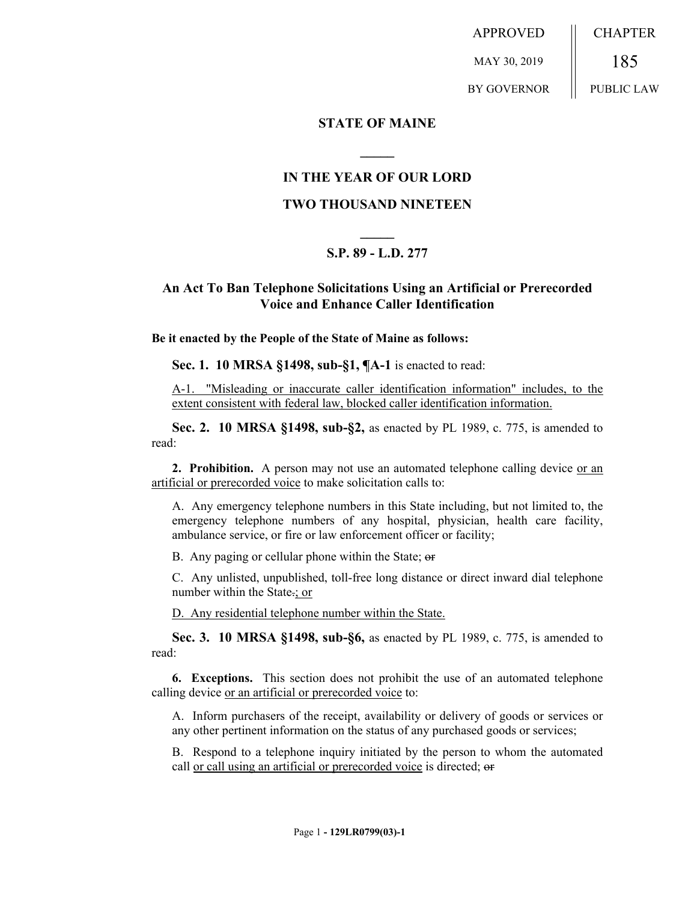APPROVED MAY 30, 2019 BY GOVERNOR

CHAPTER 185 PUBLIC LAW

# STATE OF MAINE

## IN THE YEAR OF OUR LORD

## TWO THOUSAND NINETEEN

### S.P. 89 - L.D. 277

### An Act To Ban Telephone Solicitations Using an Artificial or Prerecorded Voice and Enhance Caller Identification

**Be it enacted by the People of the State of Maine as follows:**

**Sec. 1. 10 MRSA §1498, sub-§1, ¶A-1** is enacted to read:

A-1. "Misleading or inaccurate caller identification information" includes, to the extent consistent with federal law, blocked caller identification information.

**Sec. 2. 10 MRSA §1498, sub-§2,** as enacted by PL 1989, c. 775, is amended to read:

**2. Prohibition.** A person may not use an automated telephone calling device or an artificial or prerecorded voice to make solicitation calls to:

A. Any emergency telephone numbers in this State including, but not limited to, the emergency telephone numbers of any hospital, physician, health care facility, ambulance service, or fire or law enforcement officer or facility;

B. Any paging or cellular phone within the State; ~~or~~

C. Any unlisted, unpublished, toll-free long distance or direct inward dial telephone number within the State~~.~~; or

D. Any residential telephone number within the State.

**Sec. 3. 10 MRSA §1498, sub-§6,** as enacted by PL 1989, c. 775, is amended to read:

**6. Exceptions.** This section does not prohibit the use of an automated telephone calling device or an artificial or prerecorded voice to:

A. Inform purchasers of the receipt, availability or delivery of goods or services or any other pertinent information on the status of any purchased goods or services;

B. Respond to a telephone inquiry initiated by the person to whom the automated call or call using an artificial or prerecorded voice is directed; ~~or~~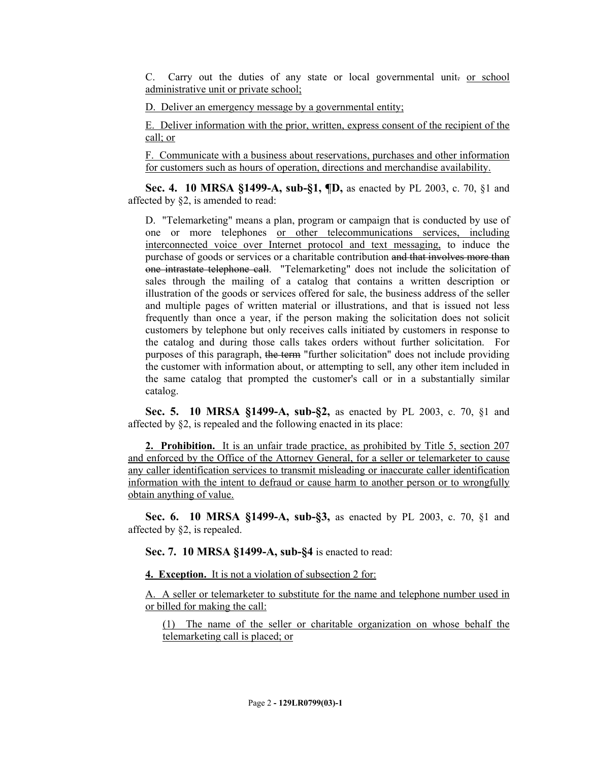C. Carry out the duties of any state or local governmental unit. or school administrative unit or private school;

D. Deliver an emergency message by a governmental entity;

E. Deliver information with the prior, written, express consent of the recipient of the call; or

F. Communicate with a business about reservations, purchases and other information for customers such as hours of operation, directions and merchandise availability.

**Sec. 4. 10 MRSA §1499-A, sub-§1, ¶D,** as enacted by PL 2003, c. 70, §1 and affected by §2, is amended to read:

D. "Telemarketing" means a plan, program or campaign that is conducted by use of one or more telephones or other telecommunications services, including interconnected voice over Internet protocol and text messaging, to induce the purchase of goods or services or a charitable contribution ~~and that involves more than one intrastate telephone call~~. "Telemarketing" does not include the solicitation of sales through the mailing of a catalog that contains a written description or illustration of the goods or services offered for sale, the business address of the seller and multiple pages of written material or illustrations, and that is issued not less frequently than once a year, if the person making the solicitation does not solicit customers by telephone but only receives calls initiated by customers in response to the catalog and during those calls takes orders without further solicitation. For purposes of this paragraph, ~~the term~~ "further solicitation" does not include providing the customer with information about, or attempting to sell, any other item included in the same catalog that prompted the customer's call or in a substantially similar catalog.

**Sec. 5. 10 MRSA §1499-A, sub-§2,** as enacted by PL 2003, c. 70, §1 and affected by §2, is repealed and the following enacted in its place:

**2. Prohibition.** It is an unfair trade practice, as prohibited by Title 5, section 207 and enforced by the Office of the Attorney General, for a seller or telemarketer to cause any caller identification services to transmit misleading or inaccurate caller identification information with the intent to defraud or cause harm to another person or to wrongfully obtain anything of value.

**Sec. 6. 10 MRSA §1499-A, sub-§3,** as enacted by PL 2003, c. 70, §1 and affected by §2, is repealed.

**Sec. 7. 10 MRSA §1499-A, sub-§4** is enacted to read:

**4. Exception.** It is not a violation of subsection 2 for:

A. A seller or telemarketer to substitute for the name and telephone number used in or billed for making the call:

(1) The name of the seller or charitable organization on whose behalf the telemarketing call is placed; or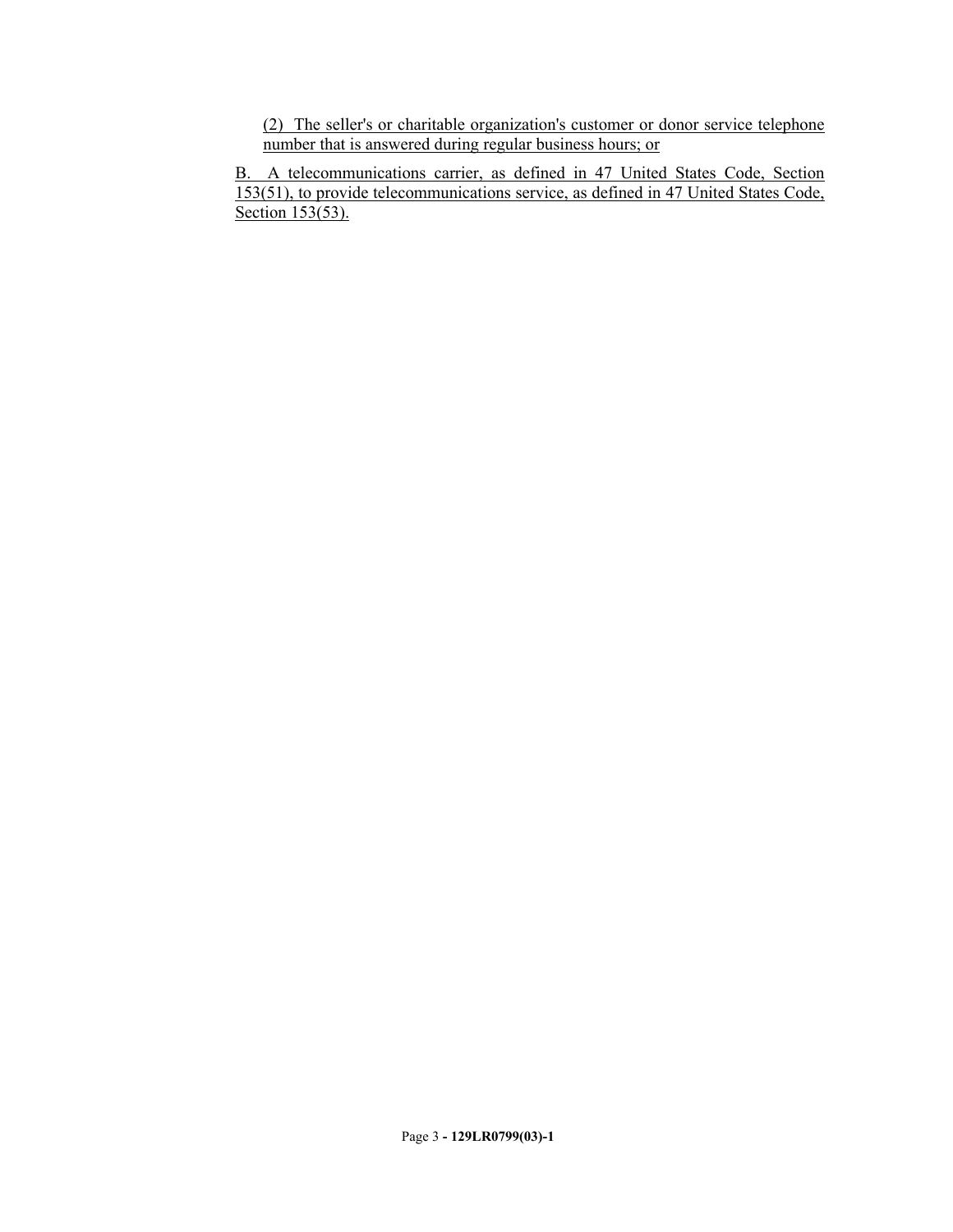(2) The seller's or charitable organization's customer or donor service telephone number that is answered during regular business hours; or

B. A telecommunications carrier, as defined in 47 United States Code, Section 153(51), to provide telecommunications service, as defined in 47 United States Code, Section 153(53).